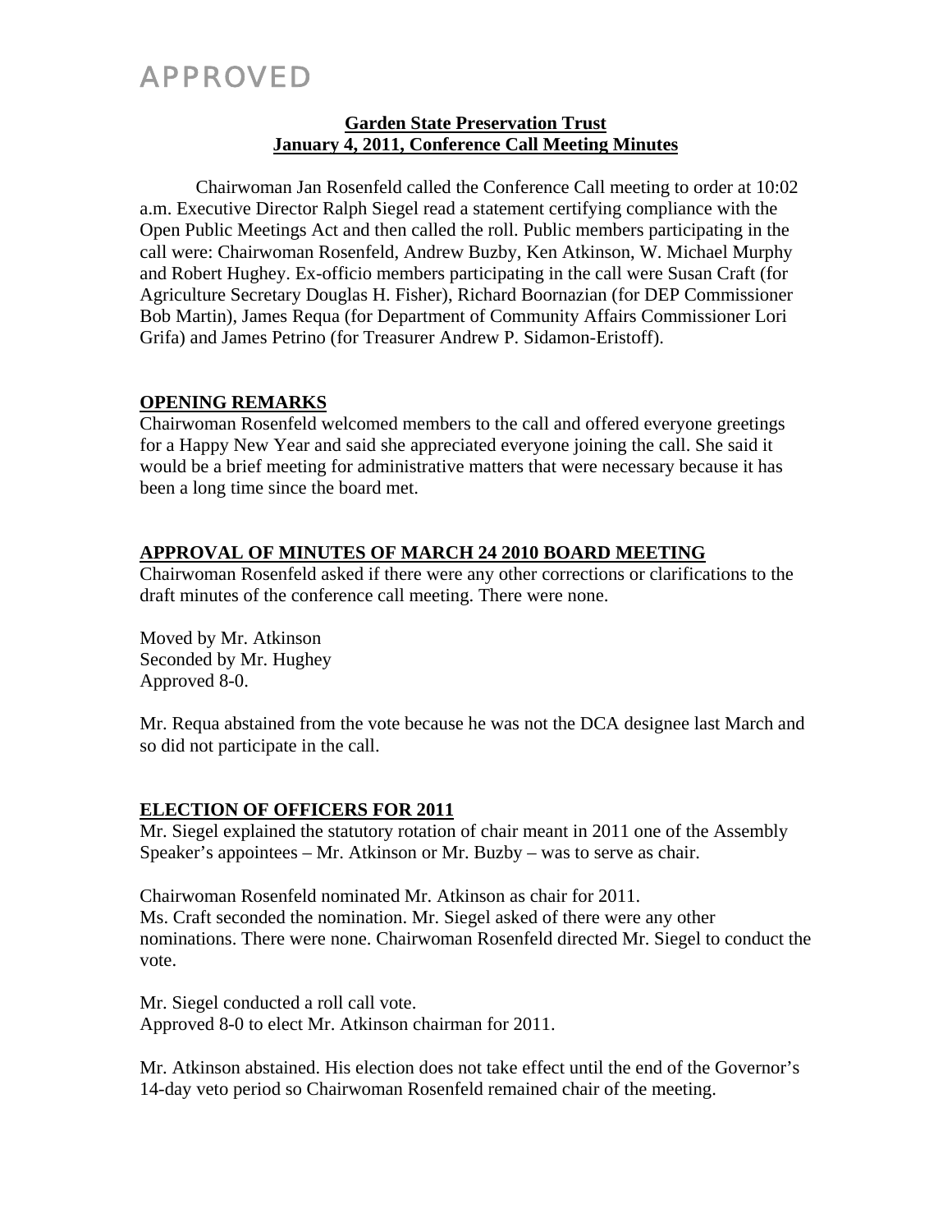# APPROVED

## Garden State Preservation Trust
## January 4, 2011, Conference Call Meeting Minutes

Chairwoman Jan Rosenfeld called the Conference Call meeting to order at 10:02 a.m. Executive Director Ralph Siegel read a statement certifying compliance with the Open Public Meetings Act and then called the roll. Public members participating in the call were: Chairwoman Rosenfeld, Andrew Buzby, Ken Atkinson, W. Michael Murphy and Robert Hughey. Ex-officio members participating in the call were Susan Craft (for Agriculture Secretary Douglas H. Fisher), Richard Boornazian (for DEP Commissioner Bob Martin), James Requa (for Department of Community Affairs Commissioner Lori Grifa) and James Petrino (for Treasurer Andrew P. Sidamon-Eristoff).

### OPENING REMARKS

Chairwoman Rosenfeld welcomed members to the call and offered everyone greetings for a Happy New Year and said she appreciated everyone joining the call. She said it would be a brief meeting for administrative matters that were necessary because it has been a long time since the board met.

### APPROVAL OF MINUTES OF MARCH 24 2010 BOARD MEETING

Chairwoman Rosenfeld asked if there were any other corrections or clarifications to the draft minutes of the conference call meeting. There were none.

Moved by Mr. Atkinson
Seconded by Mr. Hughey
Approved 8-0.

Mr. Requa abstained from the vote because he was not the DCA designee last March and so did not participate in the call.

### ELECTION OF OFFICERS FOR 2011

Mr. Siegel explained the statutory rotation of chair meant in 2011 one of the Assembly Speaker's appointees – Mr. Atkinson or Mr. Buzby – was to serve as chair.

Chairwoman Rosenfeld nominated Mr. Atkinson as chair for 2011.
Ms. Craft seconded the nomination. Mr. Siegel asked of there were any other nominations. There were none. Chairwoman Rosenfeld directed Mr. Siegel to conduct the vote.

Mr. Siegel conducted a roll call vote.
Approved 8-0 to elect Mr. Atkinson chairman for 2011.

Mr. Atkinson abstained. His election does not take effect until the end of the Governor's 14-day veto period so Chairwoman Rosenfeld remained chair of the meeting.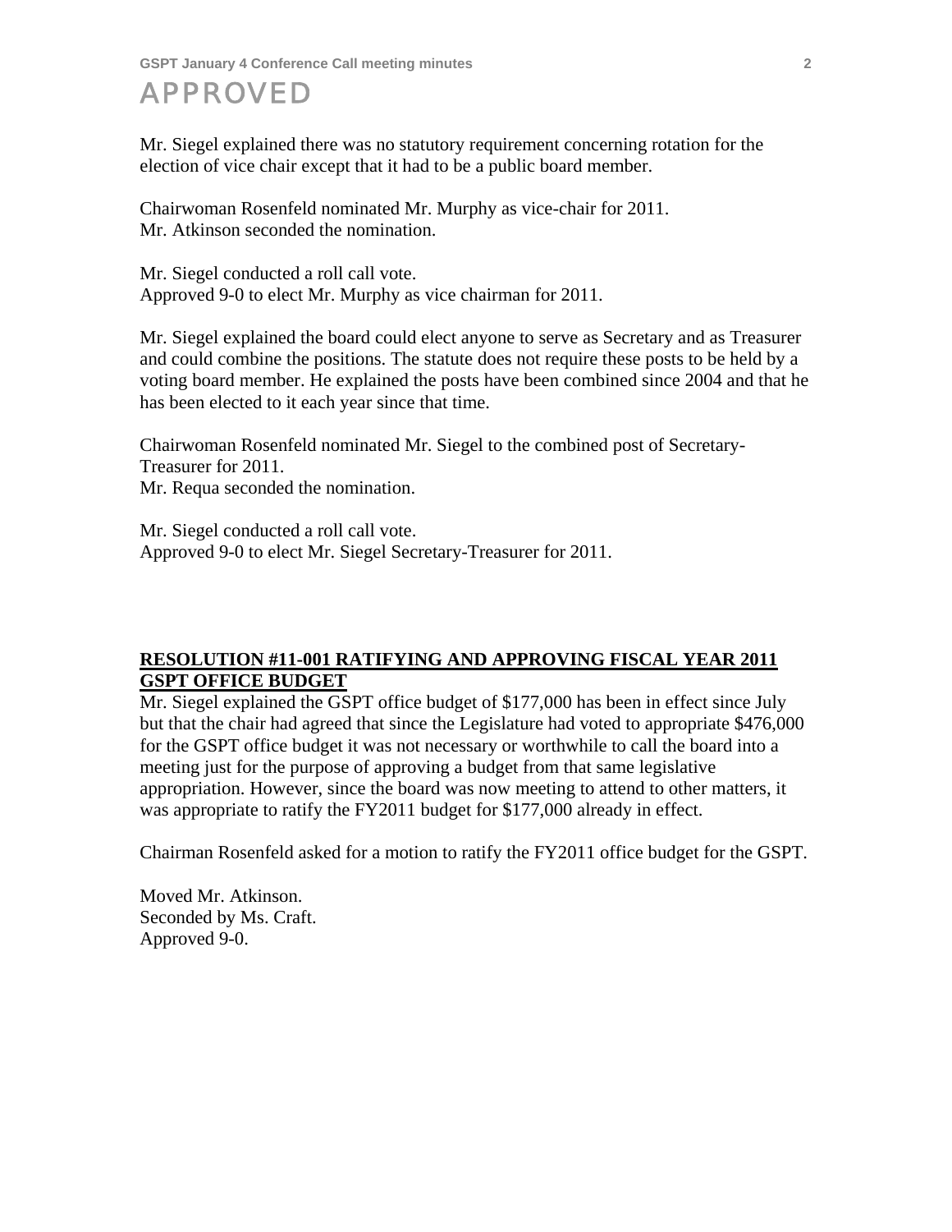APPROVED

Mr. Siegel explained there was no statutory requirement concerning rotation for the election of vice chair except that it had to be a public board member.

Chairwoman Rosenfeld nominated Mr. Murphy as vice-chair for 2011.
Mr. Atkinson seconded the nomination.

Mr. Siegel conducted a roll call vote.
Approved 9-0 to elect Mr. Murphy as vice chairman for 2011.

Mr. Siegel explained the board could elect anyone to serve as Secretary and as Treasurer and could combine the positions. The statute does not require these posts to be held by a voting board member. He explained the posts have been combined since 2004 and that he has been elected to it each year since that time.

Chairwoman Rosenfeld nominated Mr. Siegel to the combined post of Secretary-Treasurer for 2011.
Mr. Requa seconded the nomination.

Mr. Siegel conducted a roll call vote.
Approved 9-0 to elect Mr. Siegel Secretary-Treasurer for 2011.

## RESOLUTION #11-001 RATIFYING AND APPROVING FISCAL YEAR 2011 GSPT OFFICE BUDGET

Mr. Siegel explained the GSPT office budget of $177,000 has been in effect since July but that the chair had agreed that since the Legislature had voted to appropriate $476,000 for the GSPT office budget it was not necessary or worthwhile to call the board into a meeting just for the purpose of approving a budget from that same legislative appropriation. However, since the board was now meeting to attend to other matters, it was appropriate to ratify the FY2011 budget for $177,000 already in effect.

Chairman Rosenfeld asked for a motion to ratify the FY2011 office budget for the GSPT.

Moved Mr. Atkinson.
Seconded by Ms. Craft.
Approved 9-0.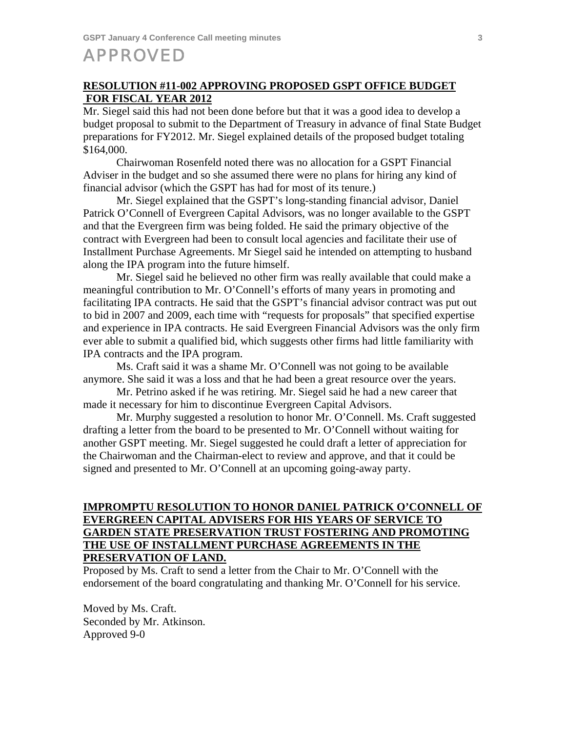APPROVED

**RESOLUTION #11-002 APPROVING PROPOSED GSPT OFFICE BUDGET FOR FISCAL YEAR 2012**

Mr. Siegel said this had not been done before but that it was a good idea to develop a budget proposal to submit to the Department of Treasury in advance of final State Budget preparations for FY2012. Mr. Siegel explained details of the proposed budget totaling $164,000.

Chairwoman Rosenfeld noted there was no allocation for a GSPT Financial Adviser in the budget and so she assumed there were no plans for hiring any kind of financial advisor (which the GSPT has had for most of its tenure.)

Mr. Siegel explained that the GSPT's long-standing financial advisor, Daniel Patrick O'Connell of Evergreen Capital Advisors, was no longer available to the GSPT and that the Evergreen firm was being folded. He said the primary objective of the contract with Evergreen had been to consult local agencies and facilitate their use of Installment Purchase Agreements. Mr Siegel said he intended on attempting to husband along the IPA program into the future himself.

Mr. Siegel said he believed no other firm was really available that could make a meaningful contribution to Mr. O'Connell's efforts of many years in promoting and facilitating IPA contracts. He said that the GSPT's financial advisor contract was put out to bid in 2007 and 2009, each time with "requests for proposals" that specified expertise and experience in IPA contracts. He said Evergreen Financial Advisors was the only firm ever able to submit a qualified bid, which suggests other firms had little familiarity with IPA contracts and the IPA program.

Ms. Craft said it was a shame Mr. O'Connell was not going to be available anymore. She said it was a loss and that he had been a great resource over the years.

Mr. Petrino asked if he was retiring. Mr. Siegel said he had a new career that made it necessary for him to discontinue Evergreen Capital Advisors.

Mr. Murphy suggested a resolution to honor Mr. O'Connell. Ms. Craft suggested drafting a letter from the board to be presented to Mr. O'Connell without waiting for another GSPT meeting. Mr. Siegel suggested he could draft a letter of appreciation for the Chairwoman and the Chairman-elect to review and approve, and that it could be signed and presented to Mr. O'Connell at an upcoming going-away party.

**IMPROMPTU RESOLUTION TO HONOR DANIEL PATRICK O'CONNELL OF EVERGREEN CAPITAL ADVISERS FOR HIS YEARS OF SERVICE TO GARDEN STATE PRESERVATION TRUST FOSTERING AND PROMOTING THE USE OF INSTALLMENT PURCHASE AGREEMENTS IN THE PRESERVATION OF LAND.**

Proposed by Ms. Craft to send a letter from the Chair to Mr. O'Connell with the endorsement of the board congratulating and thanking Mr. O'Connell for his service.

Moved by Ms. Craft.
Seconded by Mr. Atkinson.
Approved 9-0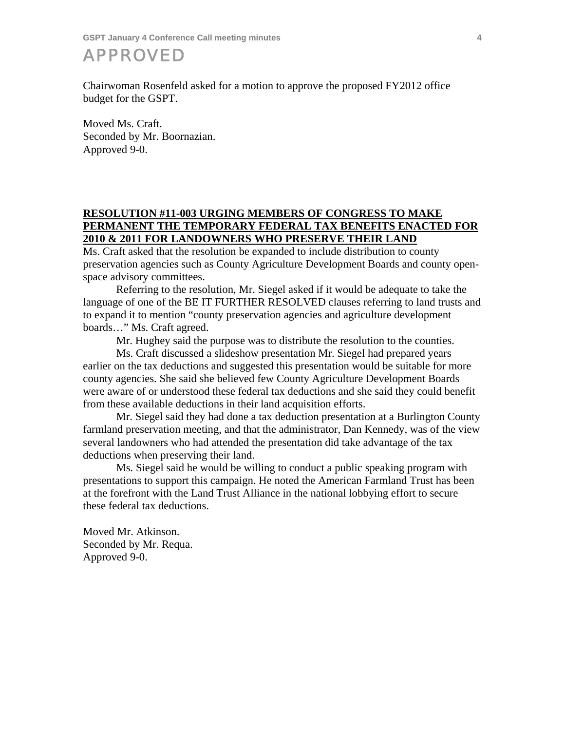APPROVED

Chairwoman Rosenfeld asked for a motion to approve the proposed FY2012 office budget for the GSPT.

Moved Ms. Craft.
Seconded by Mr. Boornazian.
Approved 9-0.

**RESOLUTION #11-003 URGING MEMBERS OF CONGRESS TO MAKE PERMANENT THE TEMPORARY FEDERAL TAX BENEFITS ENACTED FOR 2010 & 2011 FOR LANDOWNERS WHO PRESERVE THEIR LAND**

Ms. Craft asked that the resolution be expanded to include distribution to county preservation agencies such as County Agriculture Development Boards and county open-space advisory committees.

Referring to the resolution, Mr. Siegel asked if it would be adequate to take the language of one of the BE IT FURTHER RESOLVED clauses referring to land trusts and to expand it to mention "county preservation agencies and agriculture development boards…" Ms. Craft agreed.

Mr. Hughey said the purpose was to distribute the resolution to the counties.

Ms. Craft discussed a slideshow presentation Mr. Siegel had prepared years earlier on the tax deductions and suggested this presentation would be suitable for more county agencies. She said she believed few County Agriculture Development Boards were aware of or understood these federal tax deductions and she said they could benefit from these available deductions in their land acquisition efforts.

Mr. Siegel said they had done a tax deduction presentation at a Burlington County farmland preservation meeting, and that the administrator, Dan Kennedy, was of the view several landowners who had attended the presentation did take advantage of the tax deductions when preserving their land.

Ms. Siegel said he would be willing to conduct a public speaking program with presentations to support this campaign. He noted the American Farmland Trust has been at the forefront with the Land Trust Alliance in the national lobbying effort to secure these federal tax deductions.

Moved Mr. Atkinson.
Seconded by Mr. Requa.
Approved 9-0.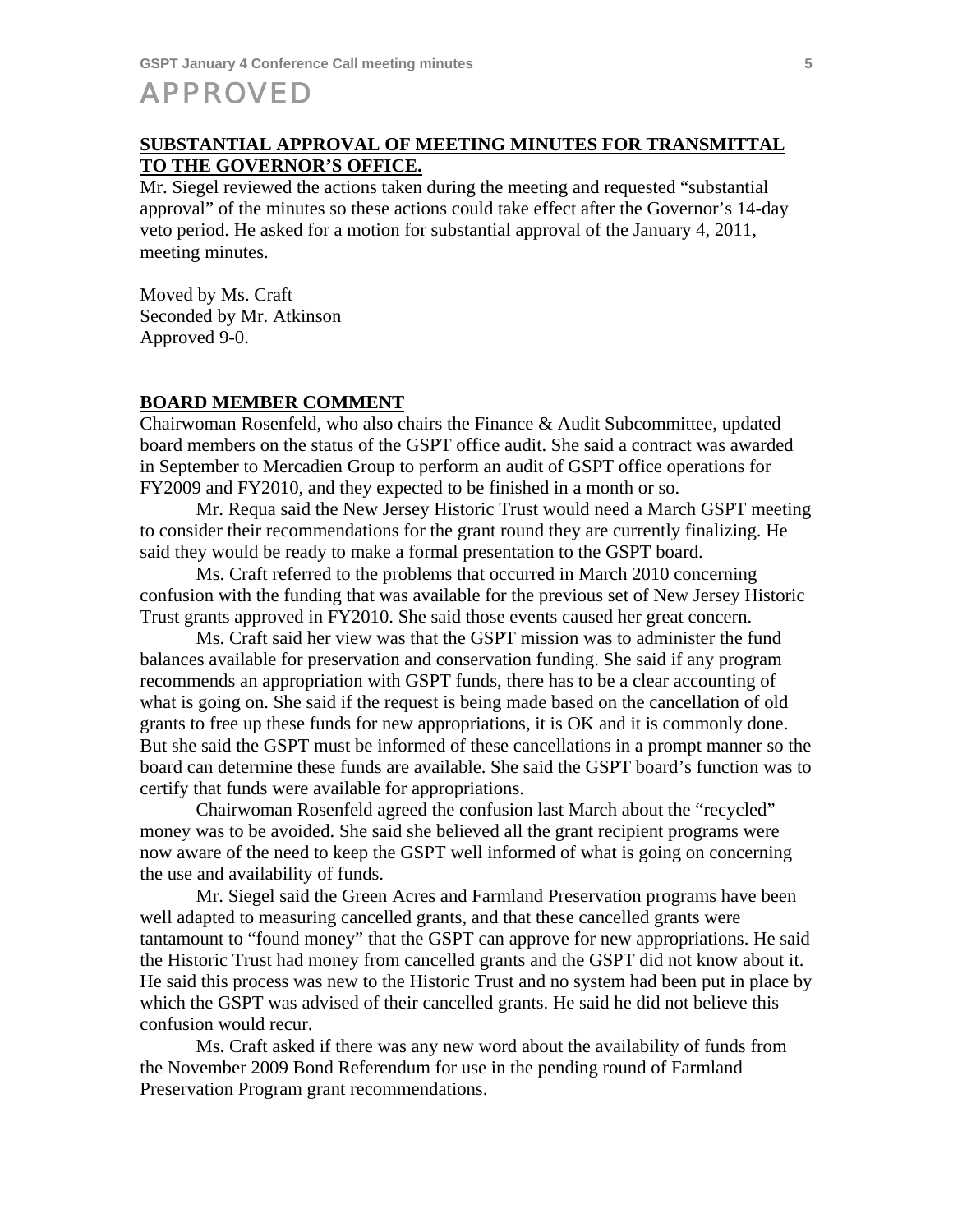APPROVED

**SUBSTANTIAL APPROVAL OF MEETING MINUTES FOR TRANSMITTAL TO THE GOVERNOR'S OFFICE.**

Mr. Siegel reviewed the actions taken during the meeting and requested "substantial approval" of the minutes so these actions could take effect after the Governor's 14-day veto period. He asked for a motion for substantial approval of the January 4, 2011, meeting minutes.

Moved by Ms. Craft
Seconded by Mr. Atkinson
Approved 9-0.

**BOARD MEMBER COMMENT**

Chairwoman Rosenfeld, who also chairs the Finance & Audit Subcommittee, updated board members on the status of the GSPT office audit. She said a contract was awarded in September to Mercadien Group to perform an audit of GSPT office operations for FY2009 and FY2010, and they expected to be finished in a month or so.

Mr. Requa said the New Jersey Historic Trust would need a March GSPT meeting to consider their recommendations for the grant round they are currently finalizing. He said they would be ready to make a formal presentation to the GSPT board.

Ms. Craft referred to the problems that occurred in March 2010 concerning confusion with the funding that was available for the previous set of New Jersey Historic Trust grants approved in FY2010. She said those events caused her great concern.

Ms. Craft said her view was that the GSPT mission was to administer the fund balances available for preservation and conservation funding. She said if any program recommends an appropriation with GSPT funds, there has to be a clear accounting of what is going on. She said if the request is being made based on the cancellation of old grants to free up these funds for new appropriations, it is OK and it is commonly done. But she said the GSPT must be informed of these cancellations in a prompt manner so the board can determine these funds are available. She said the GSPT board's function was to certify that funds were available for appropriations.

Chairwoman Rosenfeld agreed the confusion last March about the "recycled" money was to be avoided. She said she believed all the grant recipient programs were now aware of the need to keep the GSPT well informed of what is going on concerning the use and availability of funds.

Mr. Siegel said the Green Acres and Farmland Preservation programs have been well adapted to measuring cancelled grants, and that these cancelled grants were tantamount to "found money" that the GSPT can approve for new appropriations. He said the Historic Trust had money from cancelled grants and the GSPT did not know about it. He said this process was new to the Historic Trust and no system had been put in place by which the GSPT was advised of their cancelled grants. He said he did not believe this confusion would recur.

Ms. Craft asked if there was any new word about the availability of funds from the November 2009 Bond Referendum for use in the pending round of Farmland Preservation Program grant recommendations.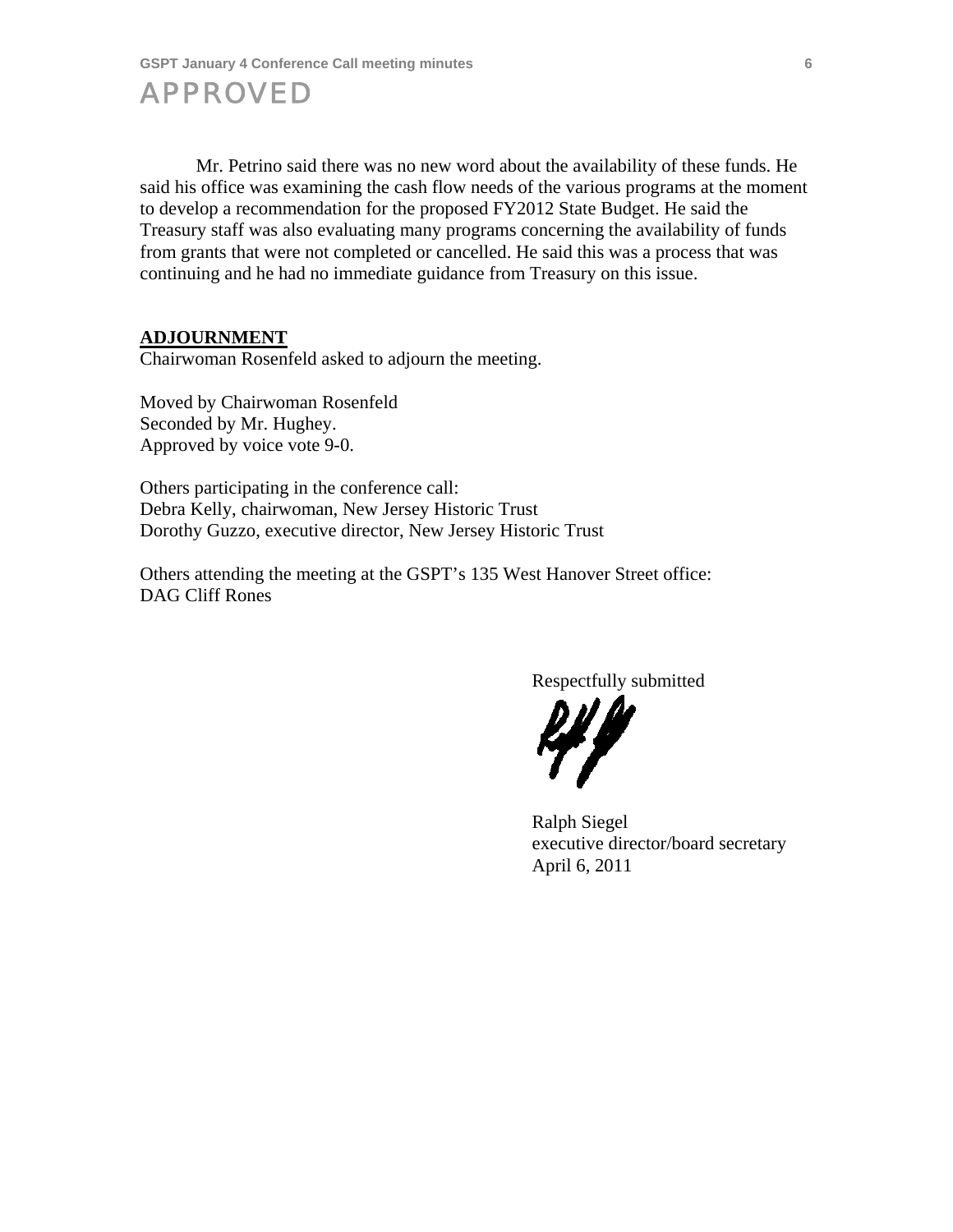APPROVED

Mr. Petrino said there was no new word about the availability of these funds. He said his office was examining the cash flow needs of the various programs at the moment to develop a recommendation for the proposed FY2012 State Budget. He said the Treasury staff was also evaluating many programs concerning the availability of funds from grants that were not completed or cancelled. He said this was a process that was continuing and he had no immediate guidance from Treasury on this issue.

**ADJOURNMENT**

Chairwoman Rosenfeld asked to adjourn the meeting.

Moved by Chairwoman Rosenfeld
Seconded by Mr. Hughey.
Approved by voice vote 9-0.

Others participating in the conference call:
Debra Kelly, chairwoman, New Jersey Historic Trust
Dorothy Guzzo, executive director, New Jersey Historic Trust

Others attending the meeting at the GSPT's 135 West Hanover Street office:
DAG Cliff Rones

Respectfully submitted

Ralph Siegel
executive director/board secretary
April 6, 2011